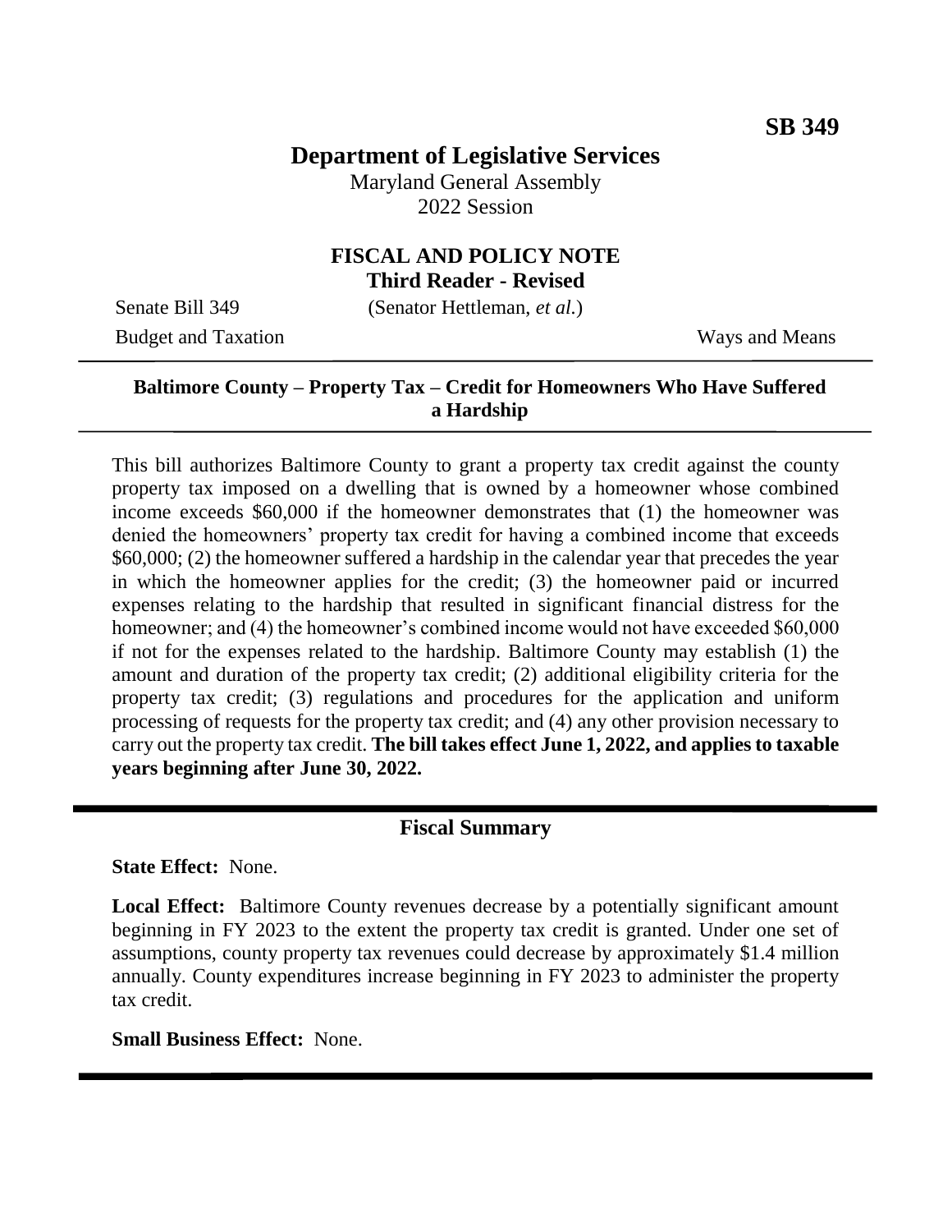**SB 349**

# Department of Legislative Services

Maryland General Assembly
2022 Session

## FISCAL AND POLICY NOTE
**Third Reader - Revised**

Senate Bill 349 (Senator Hettleman, *et al.*)

Budget and Taxation Ways and Means

**Baltimore County – Property Tax – Credit for Homeowners Who Have Suffered a Hardship**

This bill authorizes Baltimore County to grant a property tax credit against the county property tax imposed on a dwelling that is owned by a homeowner whose combined income exceeds $60,000 if the homeowner demonstrates that (1) the homeowner was denied the homeowners' property tax credit for having a combined income that exceeds $60,000; (2) the homeowner suffered a hardship in the calendar year that precedes the year in which the homeowner applies for the credit; (3) the homeowner paid or incurred expenses relating to the hardship that resulted in significant financial distress for the homeowner; and (4) the homeowner's combined income would not have exceeded $60,000 if not for the expenses related to the hardship. Baltimore County may establish (1) the amount and duration of the property tax credit; (2) additional eligibility criteria for the property tax credit; (3) regulations and procedures for the application and uniform processing of requests for the property tax credit; and (4) any other provision necessary to carry out the property tax credit. **The bill takes effect June 1, 2022, and applies to taxable years beginning after June 30, 2022.**

## Fiscal Summary

**State Effect:** None.

**Local Effect:** Baltimore County revenues decrease by a potentially significant amount beginning in FY 2023 to the extent the property tax credit is granted. Under one set of assumptions, county property tax revenues could decrease by approximately $1.4 million annually. County expenditures increase beginning in FY 2023 to administer the property tax credit.

**Small Business Effect:** None.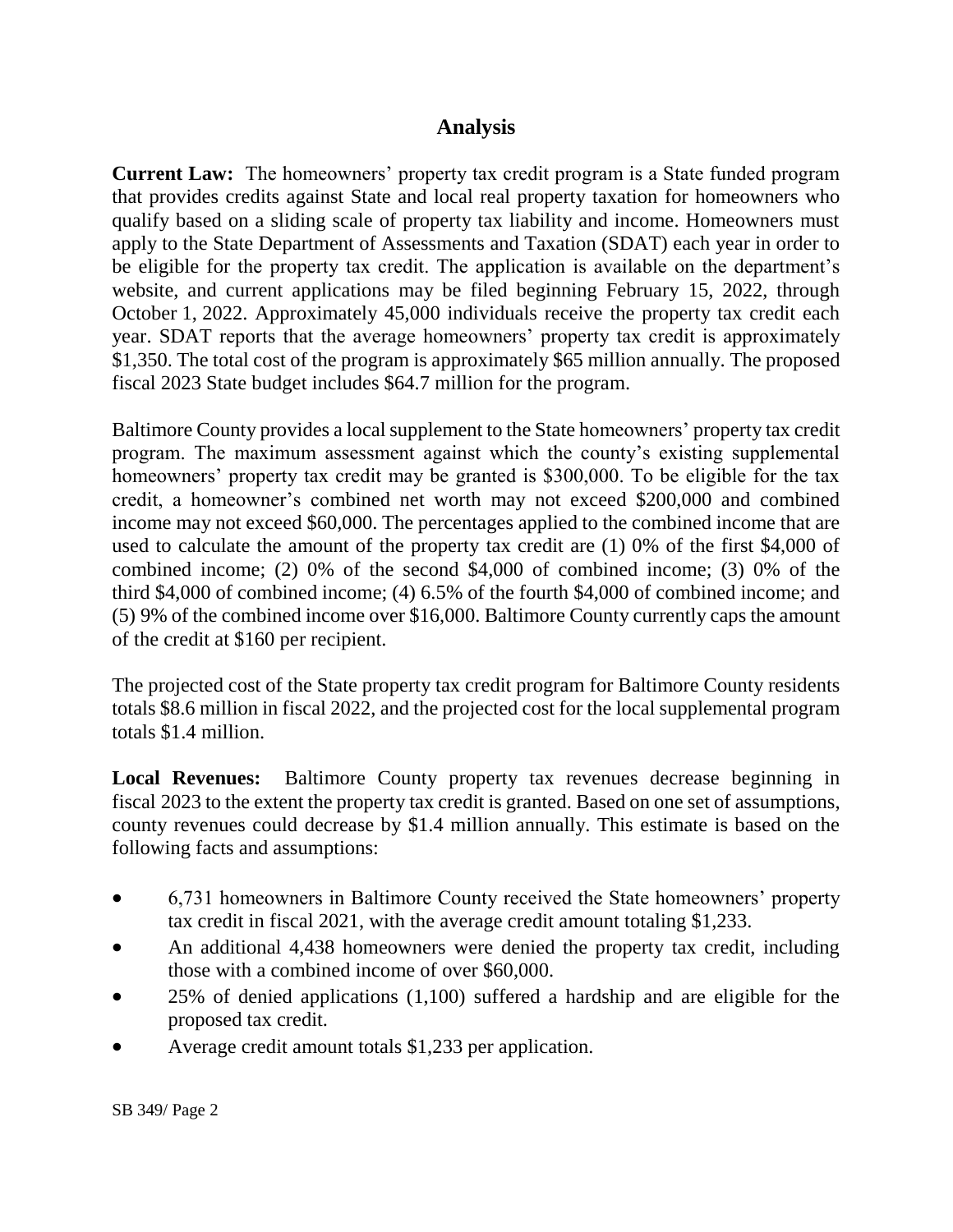## Analysis

**Current Law:** The homeowners' property tax credit program is a State funded program that provides credits against State and local real property taxation for homeowners who qualify based on a sliding scale of property tax liability and income. Homeowners must apply to the State Department of Assessments and Taxation (SDAT) each year in order to be eligible for the property tax credit. The application is available on the department's website, and current applications may be filed beginning February 15, 2022, through October 1, 2022. Approximately 45,000 individuals receive the property tax credit each year. SDAT reports that the average homeowners' property tax credit is approximately $1,350. The total cost of the program is approximately $65 million annually. The proposed fiscal 2023 State budget includes $64.7 million for the program.

Baltimore County provides a local supplement to the State homeowners' property tax credit program. The maximum assessment against which the county's existing supplemental homeowners' property tax credit may be granted is $300,000. To be eligible for the tax credit, a homeowner's combined net worth may not exceed $200,000 and combined income may not exceed $60,000. The percentages applied to the combined income that are used to calculate the amount of the property tax credit are (1) 0% of the first $4,000 of combined income; (2) 0% of the second $4,000 of combined income; (3) 0% of the third $4,000 of combined income; (4) 6.5% of the fourth $4,000 of combined income; and (5) 9% of the combined income over $16,000. Baltimore County currently caps the amount of the credit at $160 per recipient.

The projected cost of the State property tax credit program for Baltimore County residents totals $8.6 million in fiscal 2022, and the projected cost for the local supplemental program totals $1.4 million.

**Local Revenues:** Baltimore County property tax revenues decrease beginning in fiscal 2023 to the extent the property tax credit is granted. Based on one set of assumptions, county revenues could decrease by $1.4 million annually. This estimate is based on the following facts and assumptions:

- 6,731 homeowners in Baltimore County received the State homeowners' property tax credit in fiscal 2021, with the average credit amount totaling $1,233.
- An additional 4,438 homeowners were denied the property tax credit, including those with a combined income of over $60,000.
- 25% of denied applications (1,100) suffered a hardship and are eligible for the proposed tax credit.
- Average credit amount totals $1,233 per application.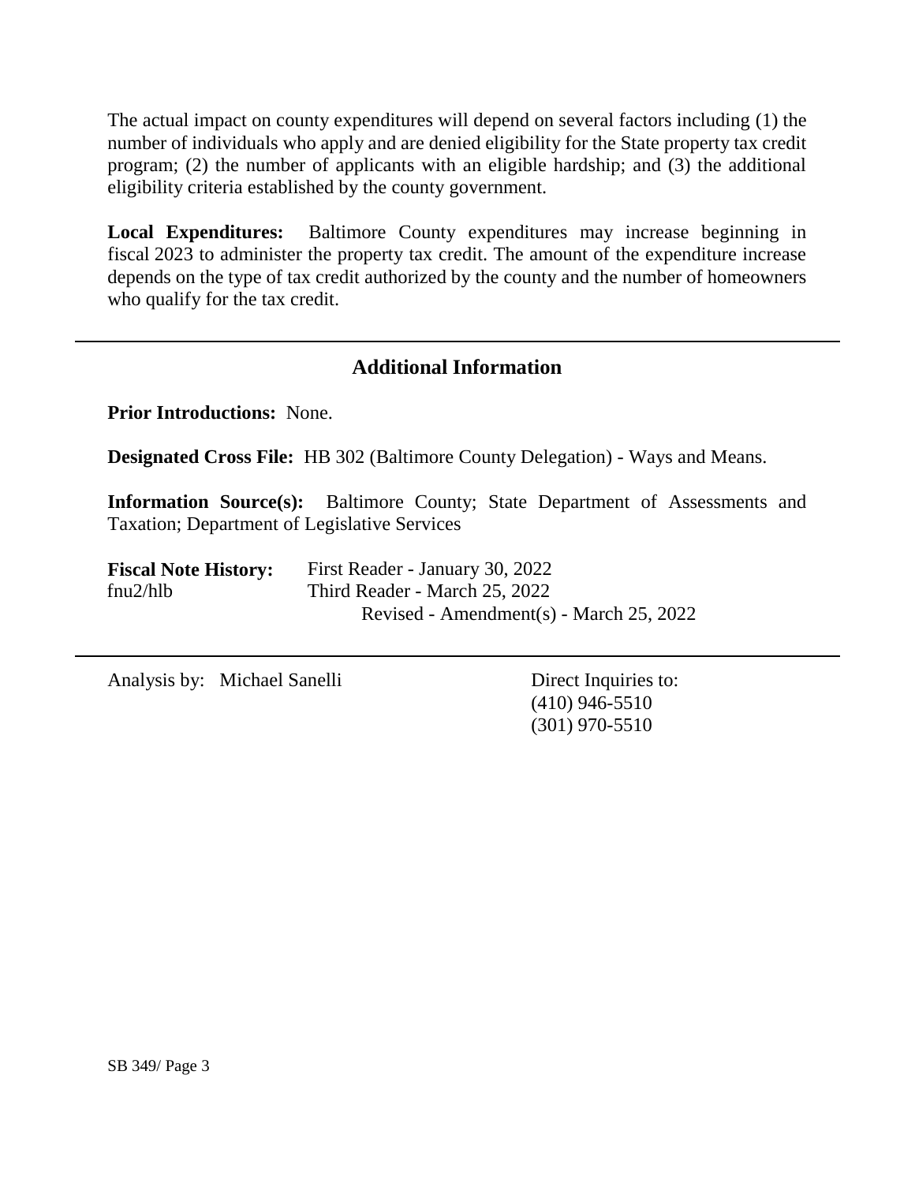The actual impact on county expenditures will depend on several factors including (1) the number of individuals who apply and are denied eligibility for the State property tax credit program; (2) the number of applicants with an eligible hardship; and (3) the additional eligibility criteria established by the county government.

**Local Expenditures:** Baltimore County expenditures may increase beginning in fiscal 2023 to administer the property tax credit. The amount of the expenditure increase depends on the type of tax credit authorized by the county and the number of homeowners who qualify for the tax credit.

---

## Additional Information

**Prior Introductions:** None.

**Designated Cross File:** HB 302 (Baltimore County Delegation) - Ways and Means.

**Information Source(s):** Baltimore County; State Department of Assessments and Taxation; Department of Legislative Services

**Fiscal Note History:** First Reader - January 30, 2022
fnu2/hlb Third Reader - March 25, 2022
Revised - Amendment(s) - March 25, 2022

---

Analysis by: Michael Sanelli

Direct Inquiries to:
(410) 946-5510
(301) 970-5510